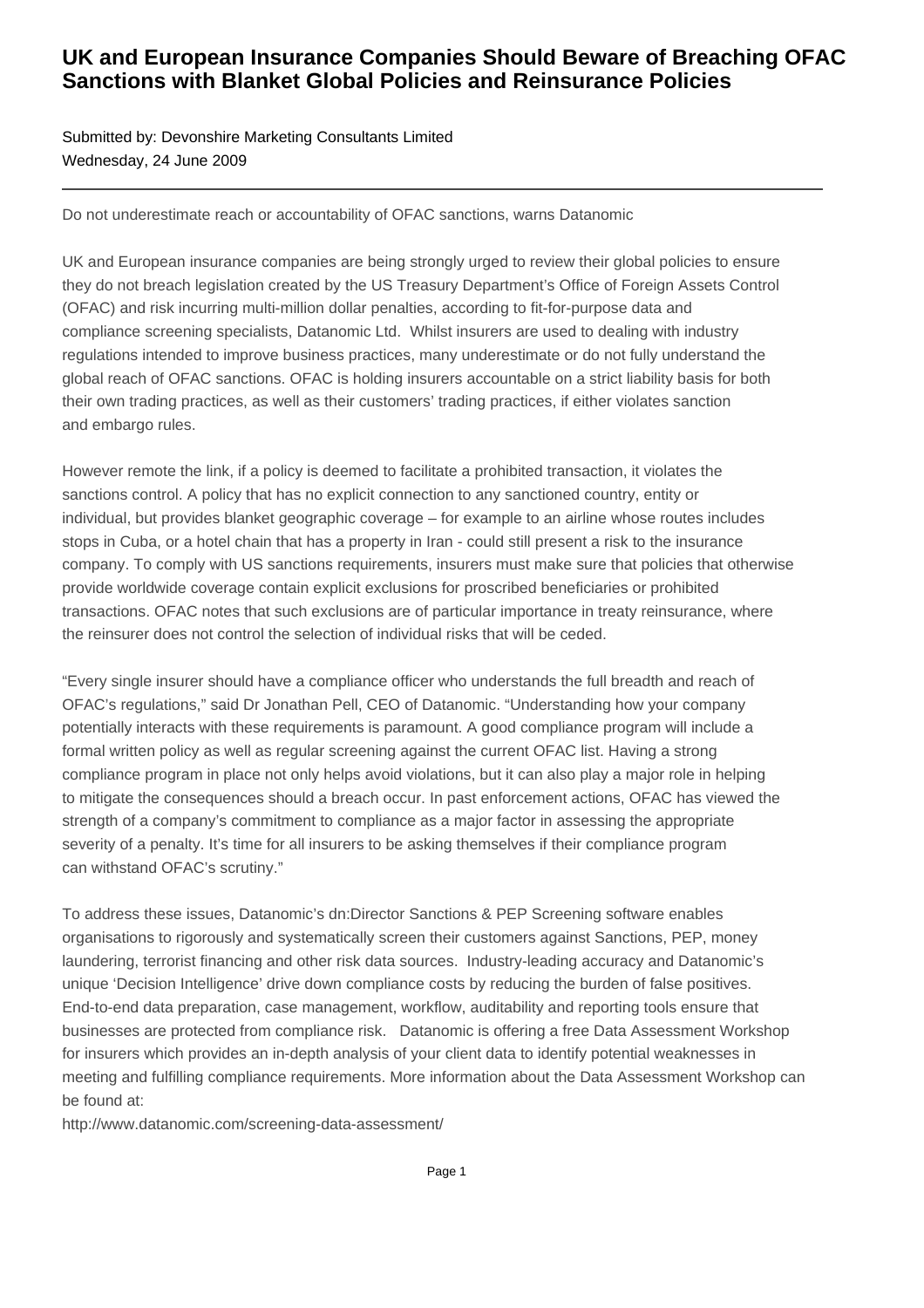# UK and European Insurance Companies Should Beware of Breaching OFAC Sanctions with Blanket Global Policies and Reinsurance Policies

Submitted by: Devonshire Marketing Consultants Limited
Wednesday, 24 June 2009

---

Do not underestimate reach or accountability of OFAC sanctions, warns Datanomic

UK and European insurance companies are being strongly urged to review their global policies to ensure they do not breach legislation created by the US Treasury Department's Office of Foreign Assets Control (OFAC) and risk incurring multi-million dollar penalties, according to fit-for-purpose data and compliance screening specialists, Datanomic Ltd. Whilst insurers are used to dealing with industry regulations intended to improve business practices, many underestimate or do not fully understand the global reach of OFAC sanctions. OFAC is holding insurers accountable on a strict liability basis for both their own trading practices, as well as their customers' trading practices, if either violates sanction and embargo rules.

However remote the link, if a policy is deemed to facilitate a prohibited transaction, it violates the sanctions control. A policy that has no explicit connection to any sanctioned country, entity or individual, but provides blanket geographic coverage – for example to an airline whose routes includes stops in Cuba, or a hotel chain that has a property in Iran - could still present a risk to the insurance company. To comply with US sanctions requirements, insurers must make sure that policies that otherwise provide worldwide coverage contain explicit exclusions for proscribed beneficiaries or prohibited transactions. OFAC notes that such exclusions are of particular importance in treaty reinsurance, where the reinsurer does not control the selection of individual risks that will be ceded.

"Every single insurer should have a compliance officer who understands the full breadth and reach of OFAC's regulations," said Dr Jonathan Pell, CEO of Datanomic. "Understanding how your company potentially interacts with these requirements is paramount. A good compliance program will include a formal written policy as well as regular screening against the current OFAC list. Having a strong compliance program in place not only helps avoid violations, but it can also play a major role in helping to mitigate the consequences should a breach occur. In past enforcement actions, OFAC has viewed the strength of a company's commitment to compliance as a major factor in assessing the appropriate severity of a penalty. It's time for all insurers to be asking themselves if their compliance program can withstand OFAC's scrutiny."

To address these issues, Datanomic's dn:Director Sanctions & PEP Screening software enables organisations to rigorously and systematically screen their customers against Sanctions, PEP, money laundering, terrorist financing and other risk data sources. Industry-leading accuracy and Datanomic's unique 'Decision Intelligence' drive down compliance costs by reducing the burden of false positives. End-to-end data preparation, case management, workflow, auditability and reporting tools ensure that businesses are protected from compliance risk. Datanomic is offering a free Data Assessment Workshop for insurers which provides an in-depth analysis of your client data to identify potential weaknesses in meeting and fulfilling compliance requirements. More information about the Data Assessment Workshop can be found at:
http://www.datanomic.com/screening-data-assessment/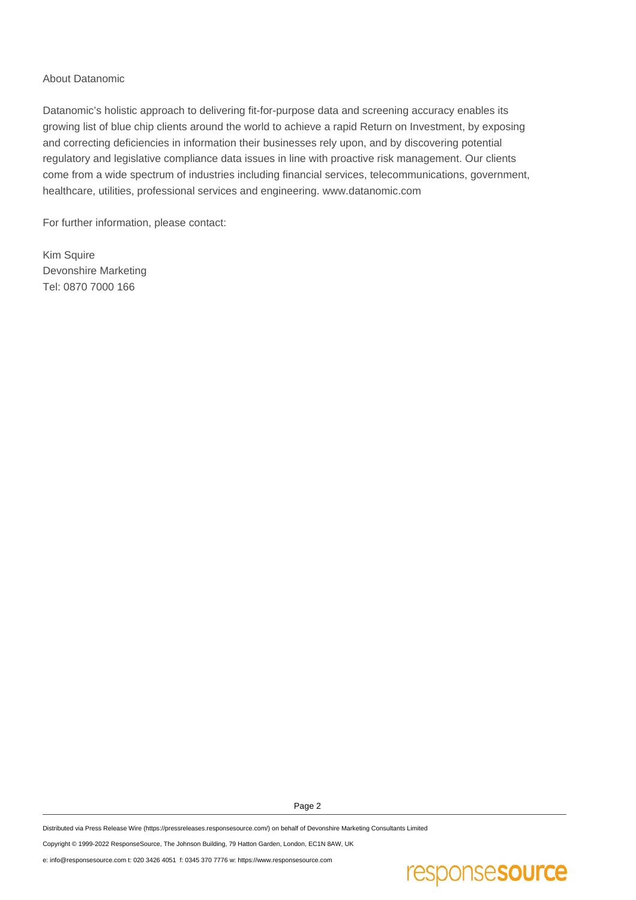About Datanomic

Datanomic's holistic approach to delivering fit-for-purpose data and screening accuracy enables its growing list of blue chip clients around the world to achieve a rapid Return on Investment, by exposing and correcting deficiencies in information their businesses rely upon, and by discovering potential regulatory and legislative compliance data issues in line with proactive risk management. Our clients come from a wide spectrum of industries including financial services, telecommunications, government, healthcare, utilities, professional services and engineering. www.datanomic.com

For further information, please contact:

Kim Squire  
Devonshire Marketing  
Tel: 0870 7000 166